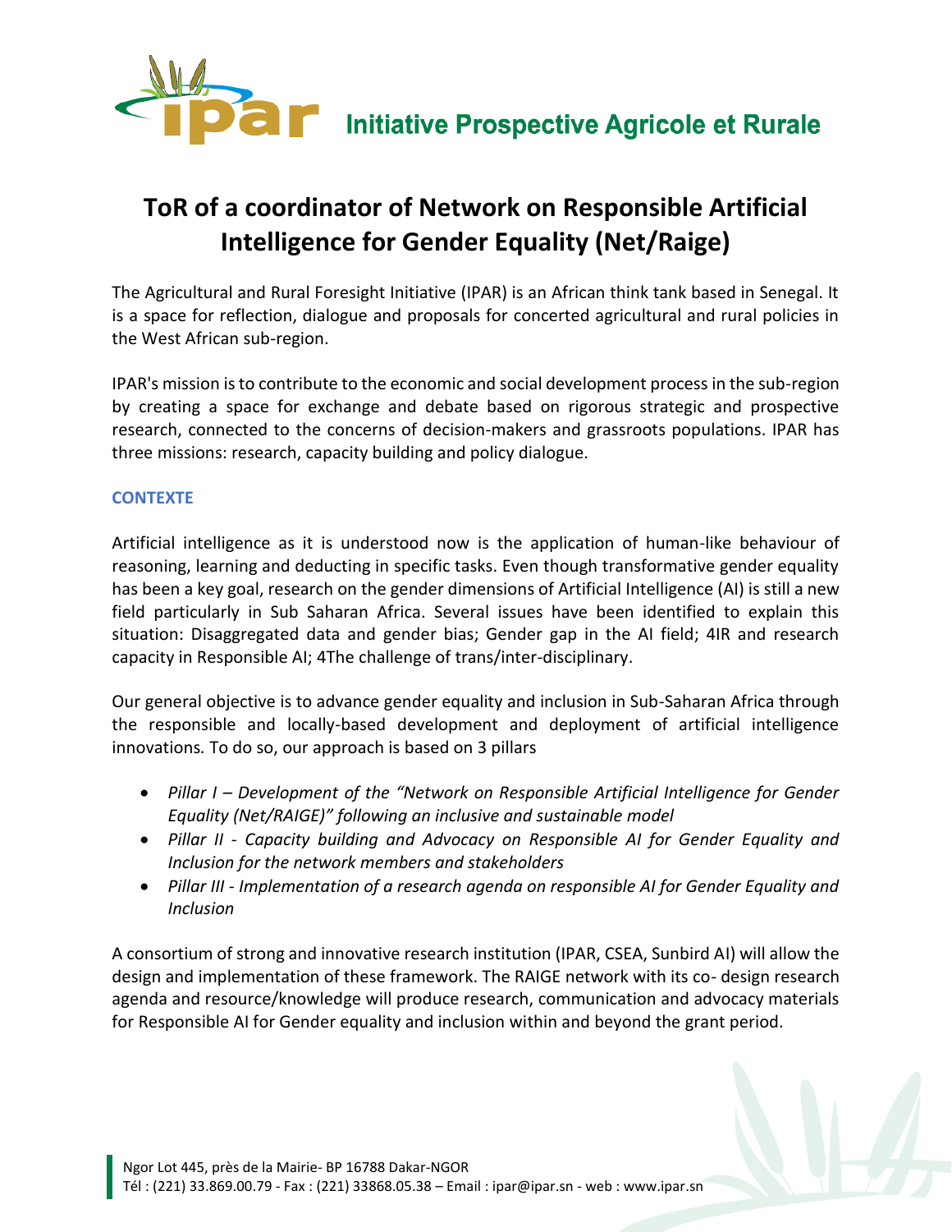**Initiative Prospective Agricole et Rurale**

# ToR of a coordinator of Network on Responsible Artificial Intelligence for Gender Equality (Net/Raige)

The Agricultural and Rural Foresight Initiative (IPAR) is an African think tank based in Senegal. It is a space for reflection, dialogue and proposals for concerted agricultural and rural policies in the West African sub-region.

IPAR's mission is to contribute to the economic and social development process in the sub-region by creating a space for exchange and debate based on rigorous strategic and prospective research, connected to the concerns of decision-makers and grassroots populations. IPAR has three missions: research, capacity building and policy dialogue.

## CONTEXTE

Artificial intelligence as it is understood now is the application of human-like behaviour of reasoning, learning and deducting in specific tasks. Even though transformative gender equality has been a key goal, research on the gender dimensions of Artificial Intelligence (AI) is still a new field particularly in Sub Saharan Africa. Several issues have been identified to explain this situation: Disaggregated data and gender bias; Gender gap in the AI field; 4IR and research capacity in Responsible AI; 4The challenge of trans/inter-disciplinary.

Our general objective is to advance gender equality and inclusion in Sub-Saharan Africa through the responsible and locally-based development and deployment of artificial intelligence innovations*.* To do so, our approach is based on 3 pillars

- *Pillar I – Development of the "Network on Responsible Artificial Intelligence for Gender Equality (Net/RAIGE)" following an inclusive and sustainable model*
- *Pillar II - Capacity building and Advocacy on Responsible AI for Gender Equality and Inclusion for the network members and stakeholders*
- *Pillar III - Implementation of a research agenda on responsible AI for Gender Equality and Inclusion*

A consortium of strong and innovative research institution (IPAR, CSEA, Sunbird AI) will allow the design and implementation of these framework. The RAIGE network with its co- design research agenda and resource/knowledge will produce research, communication and advocacy materials for Responsible AI for Gender equality and inclusion within and beyond the grant period.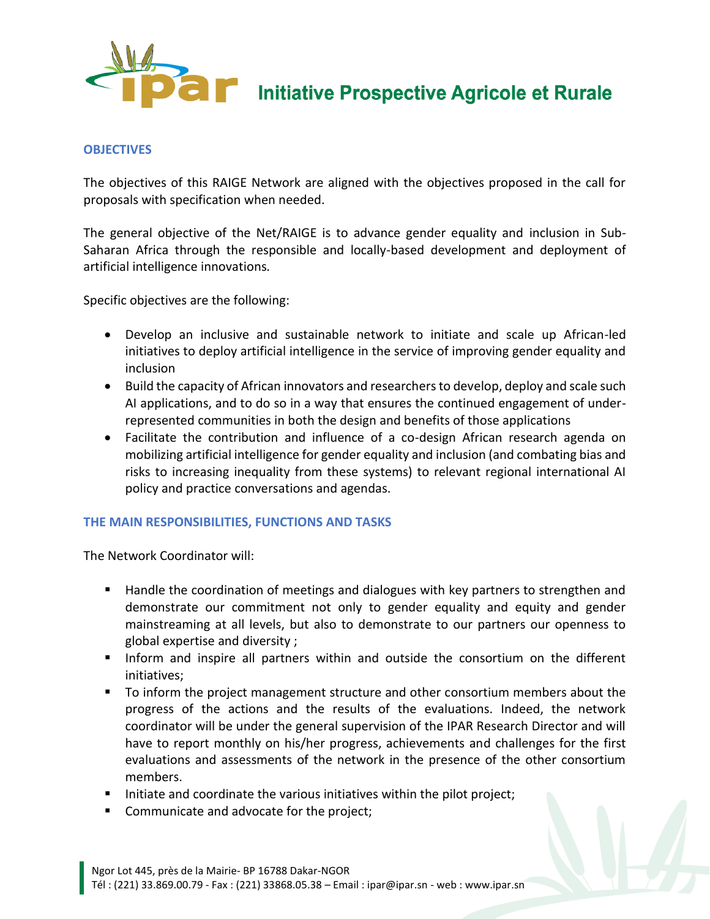## OBJECTIVES

The objectives of this RAIGE Network are aligned with the objectives proposed in the call for proposals with specification when needed.

The general objective of the Net/RAIGE is to advance gender equality and inclusion in Sub-Saharan Africa through the responsible and locally-based development and deployment of artificial intelligence innovations.

Specific objectives are the following:

- Develop an inclusive and sustainable network to initiate and scale up African-led initiatives to deploy artificial intelligence in the service of improving gender equality and inclusion
- Build the capacity of African innovators and researchers to develop, deploy and scale such AI applications, and to do so in a way that ensures the continued engagement of under-represented communities in both the design and benefits of those applications
- Facilitate the contribution and influence of a co-design African research agenda on mobilizing artificial intelligence for gender equality and inclusion (and combating bias and risks to increasing inequality from these systems) to relevant regional international AI policy and practice conversations and agendas.

## THE MAIN RESPONSIBILITIES, FUNCTIONS AND TASKS

The Network Coordinator will:

- Handle the coordination of meetings and dialogues with key partners to strengthen and demonstrate our commitment not only to gender equality and equity and gender mainstreaming at all levels, but also to demonstrate to our partners our openness to global expertise and diversity ;
- Inform and inspire all partners within and outside the consortium on the different initiatives;
- To inform the project management structure and other consortium members about the progress of the actions and the results of the evaluations. Indeed, the network coordinator will be under the general supervision of the IPAR Research Director and will have to report monthly on his/her progress, achievements and challenges for the first evaluations and assessments of the network in the presence of the other consortium members.
- Initiate and coordinate the various initiatives within the pilot project;
- Communicate and advocate for the project;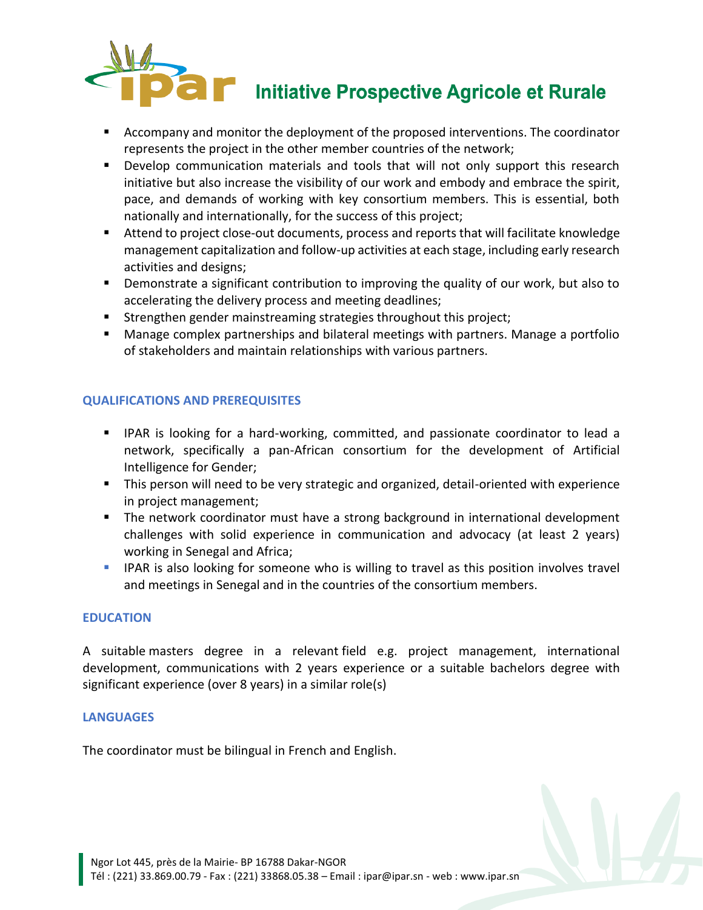- Accompany and monitor the deployment of the proposed interventions. The coordinator represents the project in the other member countries of the network;
- Develop communication materials and tools that will not only support this research initiative but also increase the visibility of our work and embody and embrace the spirit, pace, and demands of working with key consortium members. This is essential, both nationally and internationally, for the success of this project;
- Attend to project close-out documents, process and reports that will facilitate knowledge management capitalization and follow-up activities at each stage, including early research activities and designs;
- Demonstrate a significant contribution to improving the quality of our work, but also to accelerating the delivery process and meeting deadlines;
- Strengthen gender mainstreaming strategies throughout this project;
- Manage complex partnerships and bilateral meetings with partners. Manage a portfolio of stakeholders and maintain relationships with various partners.

## QUALIFICATIONS AND PREREQUISITES

- IPAR is looking for a hard-working, committed, and passionate coordinator to lead a network, specifically a pan-African consortium for the development of Artificial Intelligence for Gender;
- This person will need to be very strategic and organized, detail-oriented with experience in project management;
- The network coordinator must have a strong background in international development challenges with solid experience in communication and advocacy (at least 2 years) working in Senegal and Africa;
- IPAR is also looking for someone who is willing to travel as this position involves travel and meetings in Senegal and in the countries of the consortium members.

## EDUCATION

A suitable masters degree in a relevant field e.g. project management, international development, communications with 2 years experience or a suitable bachelors degree with significant experience (over 8 years) in a similar role(s)

## LANGUAGES

The coordinator must be bilingual in French and English.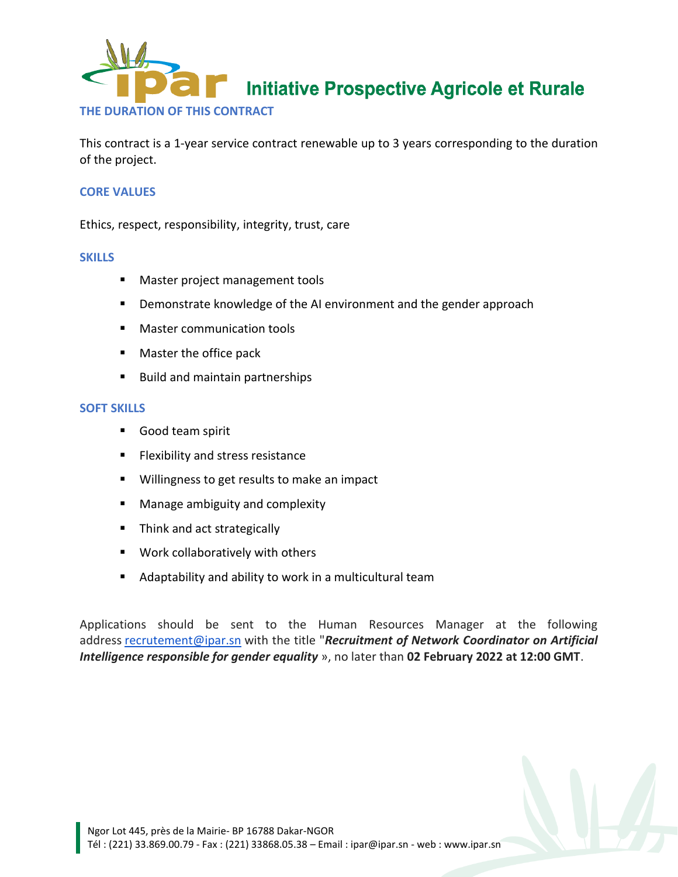## THE DURATION OF THIS CONTRACT

This contract is a 1-year service contract renewable up to 3 years corresponding to the duration of the project.

## CORE VALUES

Ethics, respect, responsibility, integrity, trust, care

## SKILLS

- Master project management tools
- Demonstrate knowledge of the AI environment and the gender approach
- Master communication tools
- Master the office pack
- Build and maintain partnerships

## SOFT SKILLS

- Good team spirit
- Flexibility and stress resistance
- Willingness to get results to make an impact
- Manage ambiguity and complexity
- Think and act strategically
- Work collaboratively with others
- Adaptability and ability to work in a multicultural team

Applications should be sent to the Human Resources Manager at the following address recrutement@ipar.sn with the title "***Recruitment of Network Coordinator on Artificial Intelligence responsible for gender equality*** », no later than **02 February 2022 at 12:00 GMT**.